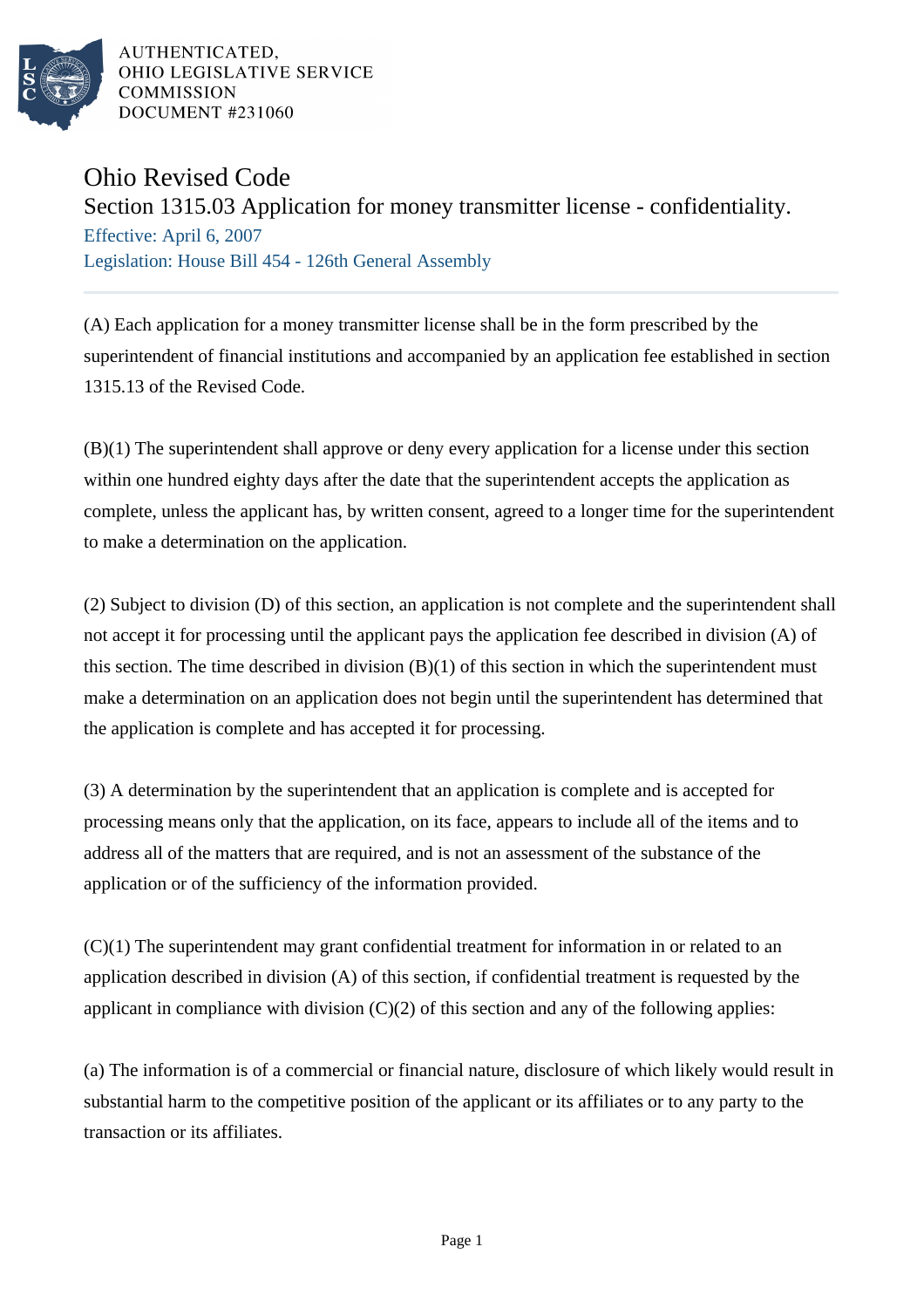AUTHENTICATED,
OHIO LEGISLATIVE SERVICE
COMMISSION
DOCUMENT #231060

# Ohio Revised Code

## Section 1315.03 Application for money transmitter license - confidentiality.

Effective: April 6, 2007

Legislation: House Bill 454 - 126th General Assembly

(A) Each application for a money transmitter license shall be in the form prescribed by the superintendent of financial institutions and accompanied by an application fee established in section 1315.13 of the Revised Code.

(B)(1) The superintendent shall approve or deny every application for a license under this section within one hundred eighty days after the date that the superintendent accepts the application as complete, unless the applicant has, by written consent, agreed to a longer time for the superintendent to make a determination on the application.

(2) Subject to division (D) of this section, an application is not complete and the superintendent shall not accept it for processing until the applicant pays the application fee described in division (A) of this section. The time described in division (B)(1) of this section in which the superintendent must make a determination on an application does not begin until the superintendent has determined that the application is complete and has accepted it for processing.

(3) A determination by the superintendent that an application is complete and is accepted for processing means only that the application, on its face, appears to include all of the items and to address all of the matters that are required, and is not an assessment of the substance of the application or of the sufficiency of the information provided.

(C)(1) The superintendent may grant confidential treatment for information in or related to an application described in division (A) of this section, if confidential treatment is requested by the applicant in compliance with division (C)(2) of this section and any of the following applies:

(a) The information is of a commercial or financial nature, disclosure of which likely would result in substantial harm to the competitive position of the applicant or its affiliates or to any party to the transaction or its affiliates.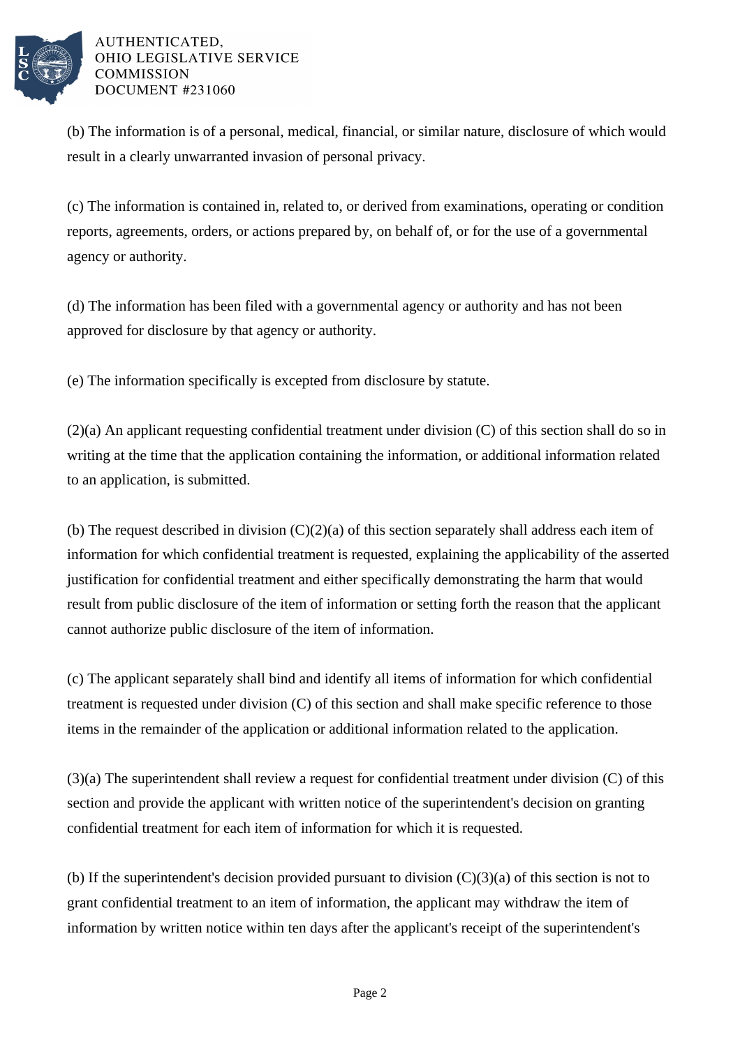(b) The information is of a personal, medical, financial, or similar nature, disclosure of which would result in a clearly unwarranted invasion of personal privacy.

(c) The information is contained in, related to, or derived from examinations, operating or condition reports, agreements, orders, or actions prepared by, on behalf of, or for the use of a governmental agency or authority.

(d) The information has been filed with a governmental agency or authority and has not been approved for disclosure by that agency or authority.

(e) The information specifically is excepted from disclosure by statute.

(2)(a) An applicant requesting confidential treatment under division (C) of this section shall do so in writing at the time that the application containing the information, or additional information related to an application, is submitted.

(b) The request described in division (C)(2)(a) of this section separately shall address each item of information for which confidential treatment is requested, explaining the applicability of the asserted justification for confidential treatment and either specifically demonstrating the harm that would result from public disclosure of the item of information or setting forth the reason that the applicant cannot authorize public disclosure of the item of information.

(c) The applicant separately shall bind and identify all items of information for which confidential treatment is requested under division (C) of this section and shall make specific reference to those items in the remainder of the application or additional information related to the application.

(3)(a) The superintendent shall review a request for confidential treatment under division (C) of this section and provide the applicant with written notice of the superintendent's decision on granting confidential treatment for each item of information for which it is requested.

(b) If the superintendent's decision provided pursuant to division (C)(3)(a) of this section is not to grant confidential treatment to an item of information, the applicant may withdraw the item of information by written notice within ten days after the applicant's receipt of the superintendent's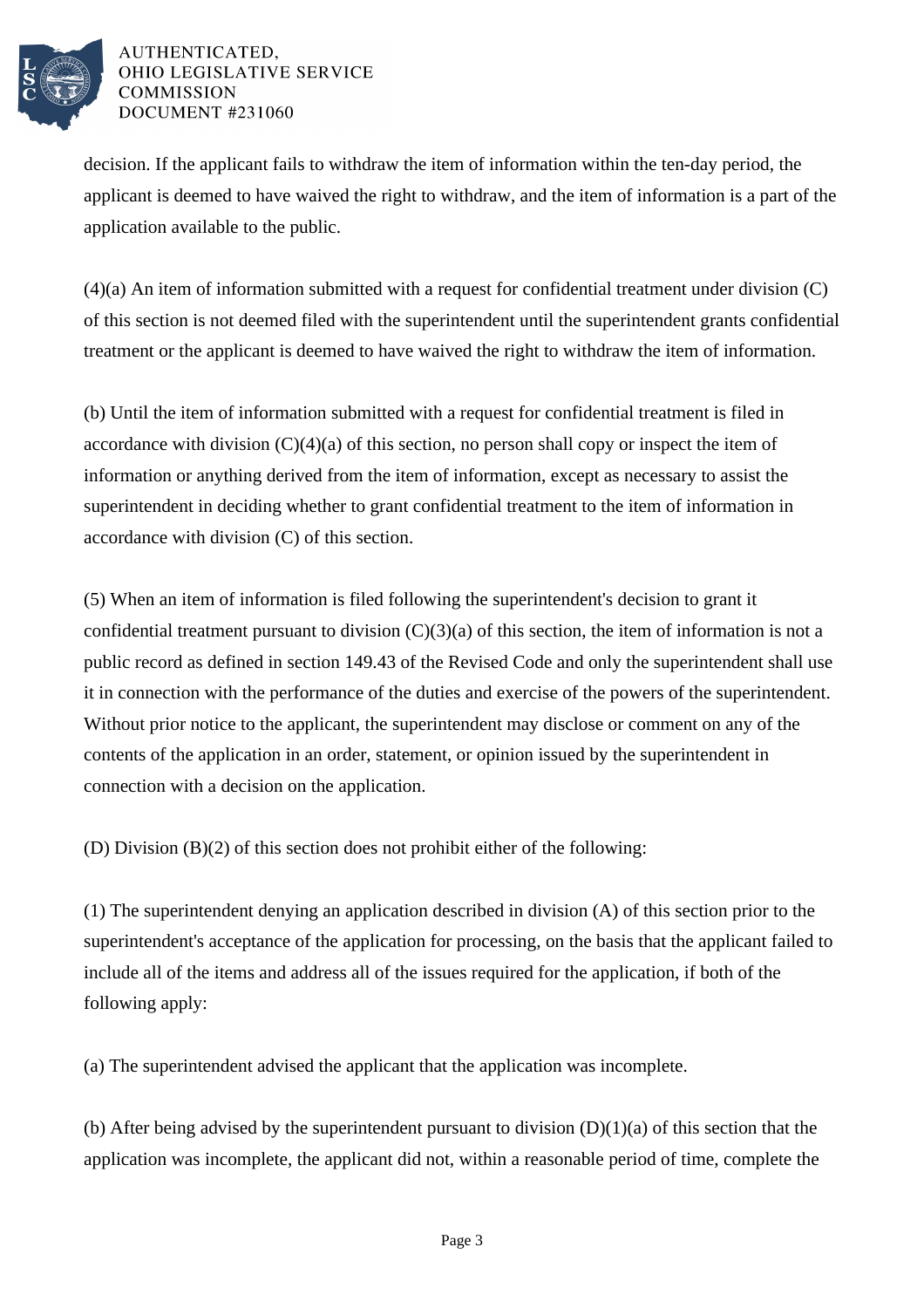decision. If the applicant fails to withdraw the item of information within the ten-day period, the applicant is deemed to have waived the right to withdraw, and the item of information is a part of the application available to the public.

(4)(a) An item of information submitted with a request for confidential treatment under division (C) of this section is not deemed filed with the superintendent until the superintendent grants confidential treatment or the applicant is deemed to have waived the right to withdraw the item of information.

(b) Until the item of information submitted with a request for confidential treatment is filed in accordance with division (C)(4)(a) of this section, no person shall copy or inspect the item of information or anything derived from the item of information, except as necessary to assist the superintendent in deciding whether to grant confidential treatment to the item of information in accordance with division (C) of this section.

(5) When an item of information is filed following the superintendent's decision to grant it confidential treatment pursuant to division (C)(3)(a) of this section, the item of information is not a public record as defined in section 149.43 of the Revised Code and only the superintendent shall use it in connection with the performance of the duties and exercise of the powers of the superintendent. Without prior notice to the applicant, the superintendent may disclose or comment on any of the contents of the application in an order, statement, or opinion issued by the superintendent in connection with a decision on the application.

(D) Division (B)(2) of this section does not prohibit either of the following:

(1) The superintendent denying an application described in division (A) of this section prior to the superintendent's acceptance of the application for processing, on the basis that the applicant failed to include all of the items and address all of the issues required for the application, if both of the following apply:

(a) The superintendent advised the applicant that the application was incomplete.

(b) After being advised by the superintendent pursuant to division (D)(1)(a) of this section that the application was incomplete, the applicant did not, within a reasonable period of time, complete the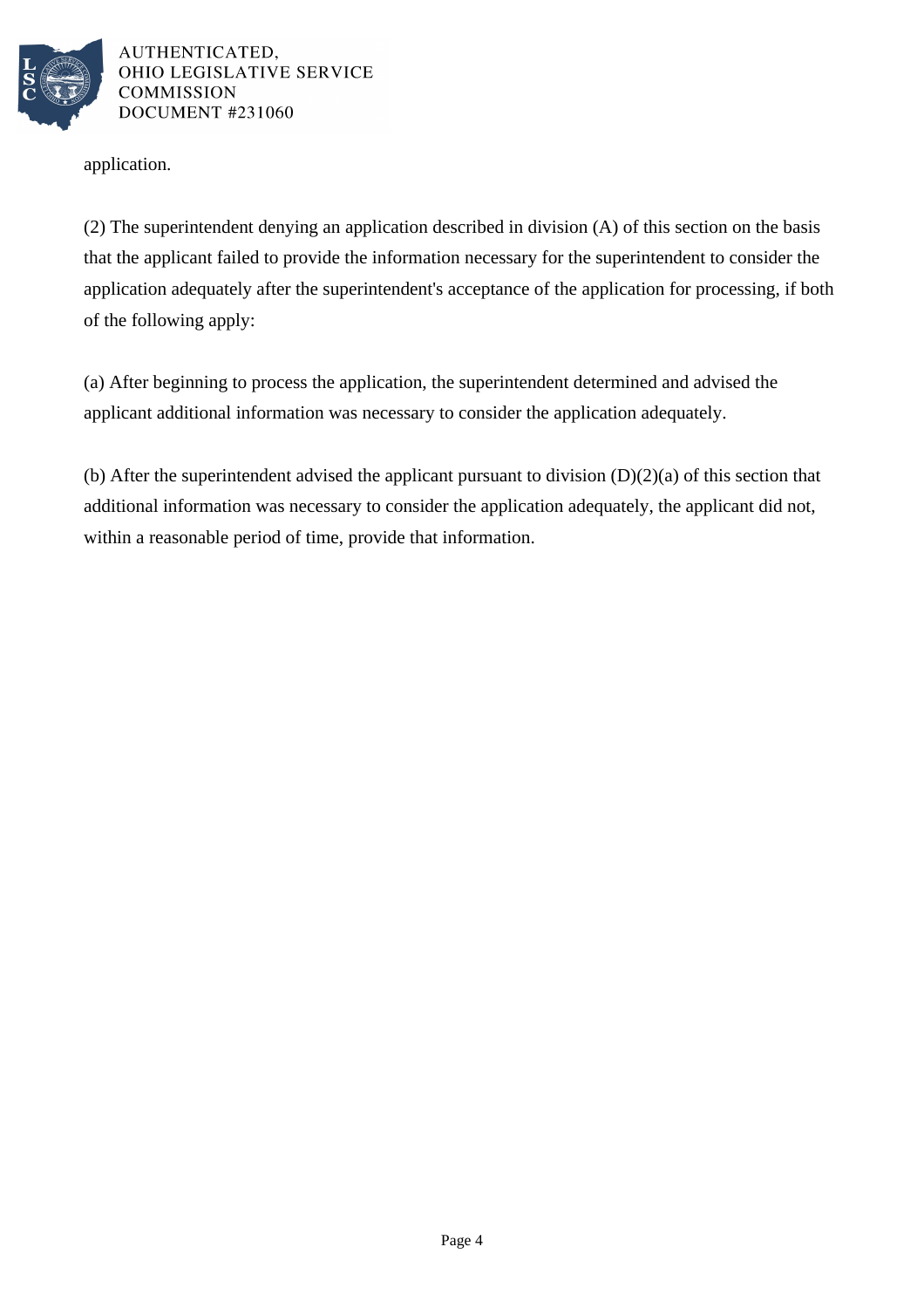application.

(2) The superintendent denying an application described in division (A) of this section on the basis that the applicant failed to provide the information necessary for the superintendent to consider the application adequately after the superintendent's acceptance of the application for processing, if both of the following apply:

(a) After beginning to process the application, the superintendent determined and advised the applicant additional information was necessary to consider the application adequately.

(b) After the superintendent advised the applicant pursuant to division (D)(2)(a) of this section that additional information was necessary to consider the application adequately, the applicant did not, within a reasonable period of time, provide that information.